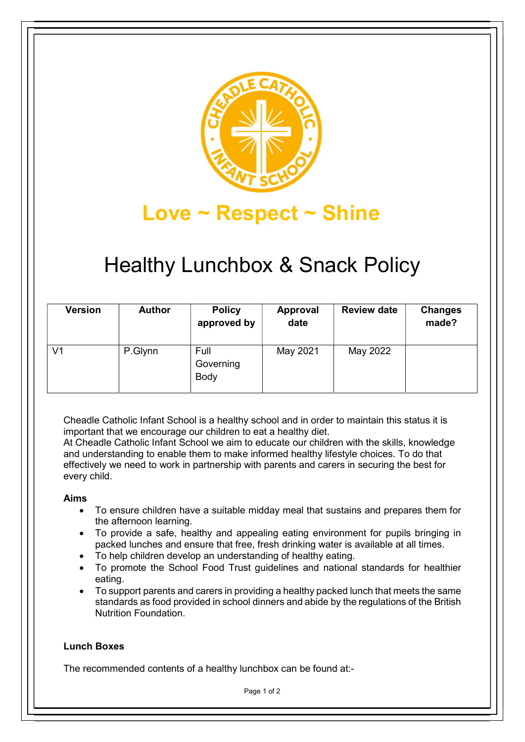**Love ~ Respect ~ Shine**

# Healthy Lunchbox & Snack Policy

| Version | Author | Policy approved by | Approval date | Review date | Changes made? |
|---|---|---|---|---|---|
| V1 | P.Glynn | Full Governing Body | May 2021 | May 2022 | |

Cheadle Catholic Infant School is a healthy school and in order to maintain this status it is important that we encourage our children to eat a healthy diet.
At Cheadle Catholic Infant School we aim to educate our children with the skills, knowledge and understanding to enable them to make informed healthy lifestyle choices. To do that effectively we need to work in partnership with parents and carers in securing the best for every child.

**Aims**

- To ensure children have a suitable midday meal that sustains and prepares them for the afternoon learning.
- To provide a safe, healthy and appealing eating environment for pupils bringing in packed lunches and ensure that free, fresh drinking water is available at all times.
- To help children develop an understanding of healthy eating.
- To promote the School Food Trust guidelines and national standards for healthier eating.
- To support parents and carers in providing a healthy packed lunch that meets the same standards as food provided in school dinners and abide by the regulations of the British Nutrition Foundation.

**Lunch Boxes**

The recommended contents of a healthy lunchbox can be found at:-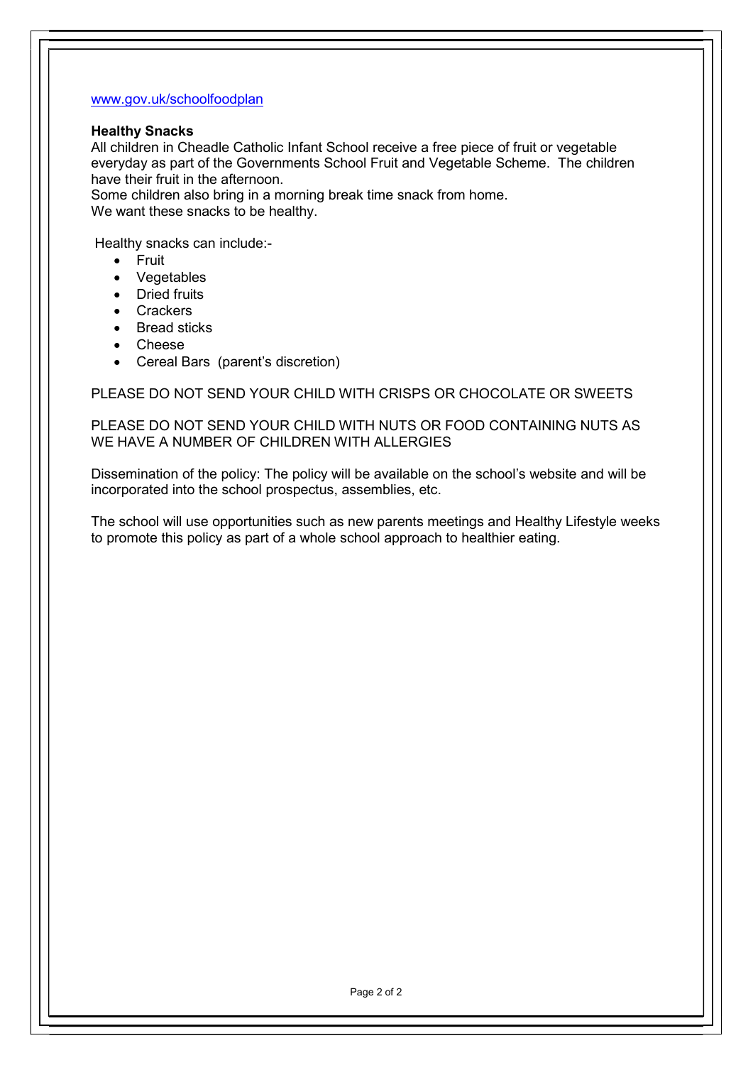www.gov.uk/schoolfoodplan

**Healthy Snacks**

All children in Cheadle Catholic Infant School receive a free piece of fruit or vegetable everyday as part of the Governments School Fruit and Vegetable Scheme. The children have their fruit in the afternoon.
Some children also bring in a morning break time snack from home.
We want these snacks to be healthy.

Healthy snacks can include:-

- Fruit
- Vegetables
- Dried fruits
- Crackers
- Bread sticks
- Cheese
- Cereal Bars (parent's discretion)

PLEASE DO NOT SEND YOUR CHILD WITH CRISPS OR CHOCOLATE OR SWEETS

PLEASE DO NOT SEND YOUR CHILD WITH NUTS OR FOOD CONTAINING NUTS AS WE HAVE A NUMBER OF CHILDREN WITH ALLERGIES

Dissemination of the policy: The policy will be available on the school's website and will be incorporated into the school prospectus, assemblies, etc.

The school will use opportunities such as new parents meetings and Healthy Lifestyle weeks to promote this policy as part of a whole school approach to healthier eating.